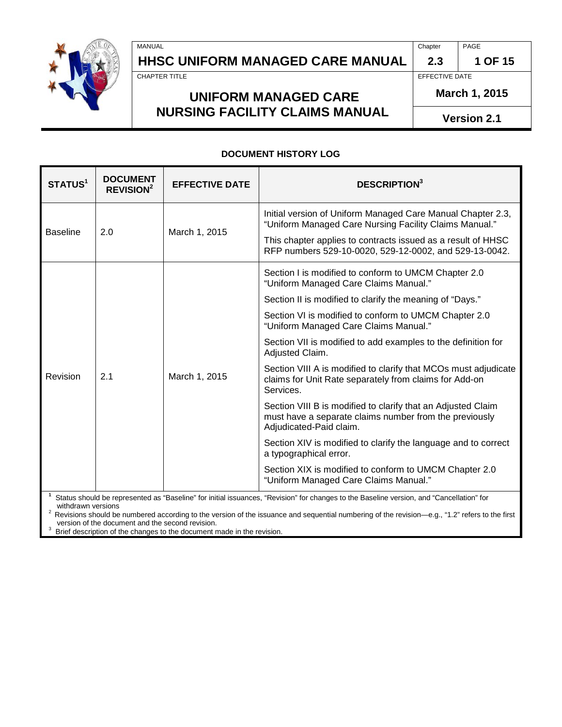# HHSC UNIFORM MANAGED CARE MANUAL

## UNIFORM MANAGED CARE NURSING FACILITY CLAIMS MANUAL

Chapter 2.3 | Effective Date: March 1, 2015 | Version 2.1

### DOCUMENT HISTORY LOG

| STATUS[1] | DOCUMENT REVISION[2] | EFFECTIVE DATE | DESCRIPTION[3] |
|---|---|---|---|
| Baseline | 2.0 | March 1, 2015 | Initial version of Uniform Managed Care Manual Chapter 2.3, "Uniform Managed Care Nursing Facility Claims Manual."<br><br>This chapter applies to contracts issued as a result of HHSC RFP numbers 529-10-0020, 529-12-0002, and 529-13-0042. |
| Revision | 2.1 | March 1, 2015 | Section I is modified to conform to UMCM Chapter 2.0 "Uniform Managed Care Claims Manual."<br><br>Section II is modified to clarify the meaning of "Days."<br><br>Section VI is modified to conform to UMCM Chapter 2.0 "Uniform Managed Care Claims Manual."<br><br>Section VII is modified to add examples to the definition for Adjusted Claim.<br><br>Section VIII A is modified to clarify that MCOs must adjudicate claims for Unit Rate separately from claims for Add-on Services.<br><br>Section VIII B is modified to clarify that an Adjusted Claim must have a separate claims number from the previously Adjudicated-Paid claim.<br><br>Section XIV is modified to clarify the language and to correct a typographical error.<br><br>Section XIX is modified to conform to UMCM Chapter 2.0 "Uniform Managed Care Claims Manual." |

[1] Status should be represented as "Baseline" for initial issuances, "Revision" for changes to the Baseline version, and "Cancellation" for withdrawn versions

[2] Revisions should be numbered according to the version of the issuance and sequential numbering of the revision—e.g., "1.2" refers to the first version of the document and the second revision.

[3] Brief description of the changes to the document made in the revision.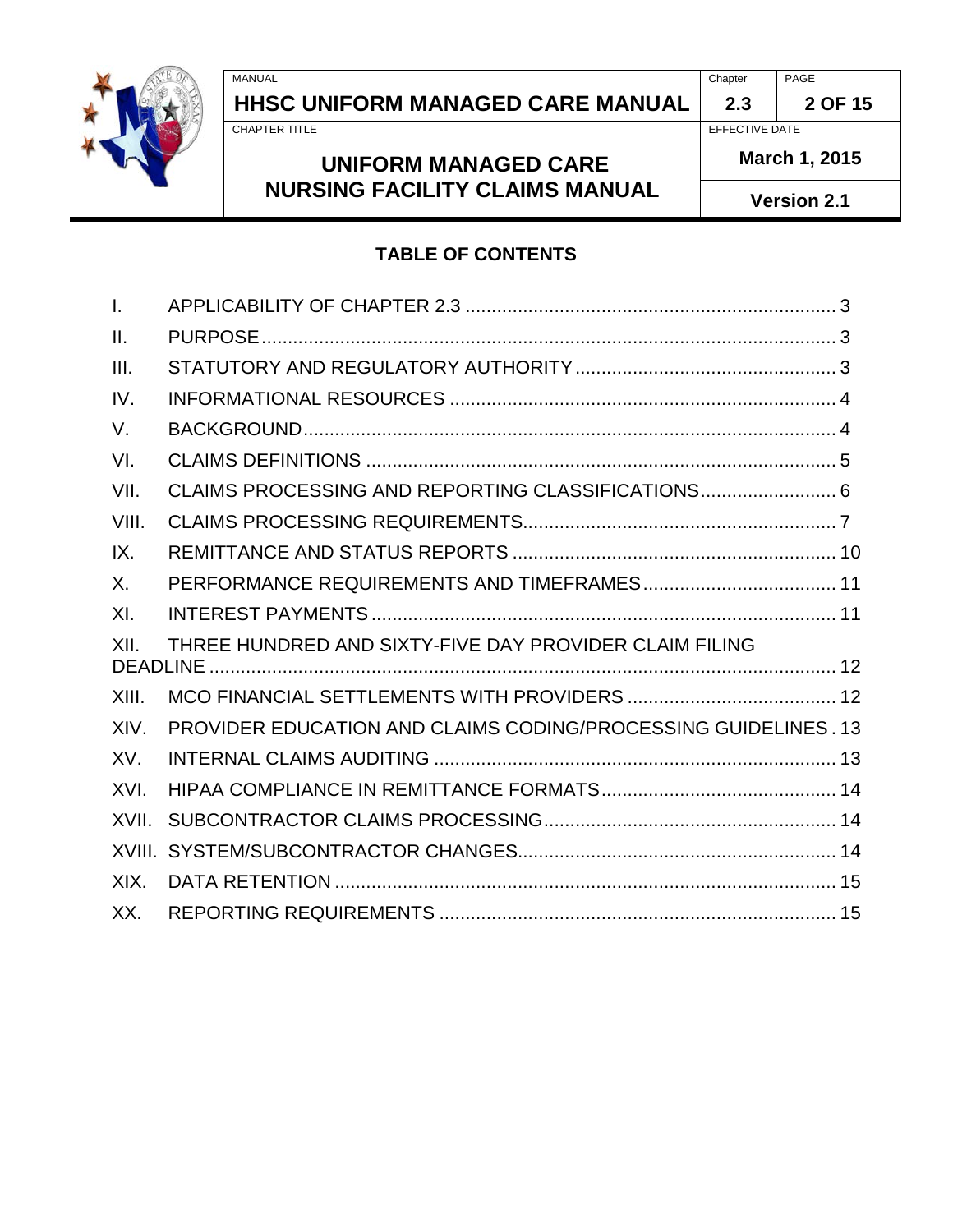## TABLE OF CONTENTS

| | | |
|---|---|---|
| I. | APPLICABILITY OF CHAPTER 2.3 | 3 |
| II. | PURPOSE | 3 |
| III. | STATUTORY AND REGULATORY AUTHORITY | 3 |
| IV. | INFORMATIONAL RESOURCES | 4 |
| V. | BACKGROUND | 4 |
| VI. | CLAIMS DEFINITIONS | 5 |
| VII. | CLAIMS PROCESSING AND REPORTING CLASSIFICATIONS | 6 |
| VIII. | CLAIMS PROCESSING REQUIREMENTS | 7 |
| IX. | REMITTANCE AND STATUS REPORTS | 10 |
| X. | PERFORMANCE REQUIREMENTS AND TIMEFRAMES | 11 |
| XI. | INTEREST PAYMENTS | 11 |
| XII. | THREE HUNDRED AND SIXTY-FIVE DAY PROVIDER CLAIM FILING DEADLINE | 12 |
| XIII. | MCO FINANCIAL SETTLEMENTS WITH PROVIDERS | 12 |
| XIV. | PROVIDER EDUCATION AND CLAIMS CODING/PROCESSING GUIDELINES | 13 |
| XV. | INTERNAL CLAIMS AUDITING | 13 |
| XVI. | HIPAA COMPLIANCE IN REMITTANCE FORMATS | 14 |
| XVII. | SUBCONTRACTOR CLAIMS PROCESSING | 14 |
| XVIII. | SYSTEM/SUBCONTRACTOR CHANGES | 14 |
| XIX. | DATA RETENTION | 15 |
| XX. | REPORTING REQUIREMENTS | 15 |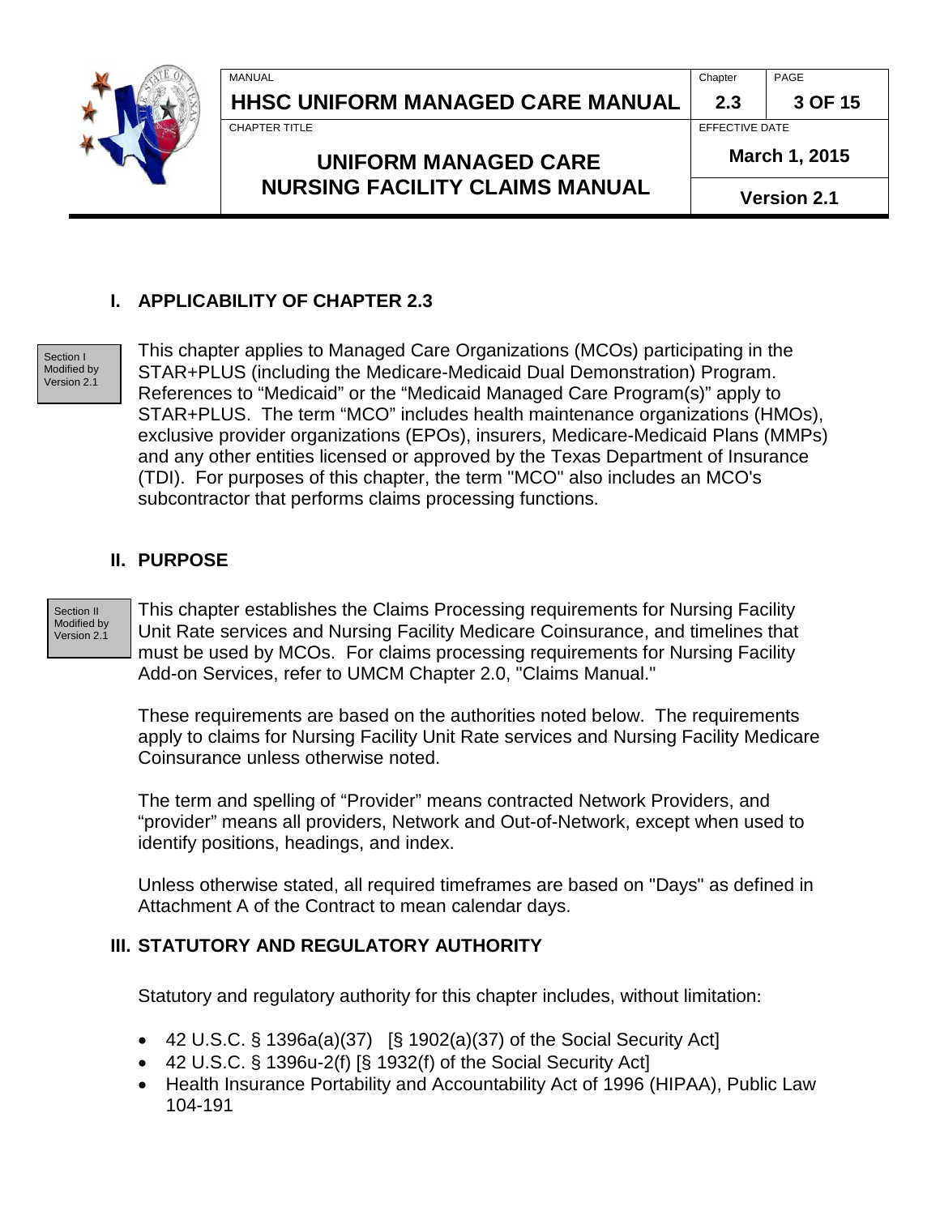## I. APPLICABILITY OF CHAPTER 2.3

Section I Modified by Version 2.1

This chapter applies to Managed Care Organizations (MCOs) participating in the STAR+PLUS (including the Medicare-Medicaid Dual Demonstration) Program. References to "Medicaid" or the "Medicaid Managed Care Program(s)" apply to STAR+PLUS. The term "MCO" includes health maintenance organizations (HMOs), exclusive provider organizations (EPOs), insurers, Medicare-Medicaid Plans (MMPs) and any other entities licensed or approved by the Texas Department of Insurance (TDI). For purposes of this chapter, the term "MCO" also includes an MCO's subcontractor that performs claims processing functions.

## II. PURPOSE

Section II Modified by Version 2.1

This chapter establishes the Claims Processing requirements for Nursing Facility Unit Rate services and Nursing Facility Medicare Coinsurance, and timelines that must be used by MCOs. For claims processing requirements for Nursing Facility Add-on Services, refer to UMCM Chapter 2.0, "Claims Manual."

These requirements are based on the authorities noted below. The requirements apply to claims for Nursing Facility Unit Rate services and Nursing Facility Medicare Coinsurance unless otherwise noted.

The term and spelling of "Provider" means contracted Network Providers, and "provider" means all providers, Network and Out-of-Network, except when used to identify positions, headings, and index.

Unless otherwise stated, all required timeframes are based on "Days" as defined in Attachment A of the Contract to mean calendar days.

## III. STATUTORY AND REGULATORY AUTHORITY

Statutory and regulatory authority for this chapter includes, without limitation:

- 42 U.S.C. § 1396a(a)(37) [§ 1902(a)(37) of the Social Security Act]
- 42 U.S.C. § 1396u-2(f) [§ 1932(f) of the Social Security Act]
- Health Insurance Portability and Accountability Act of 1996 (HIPAA), Public Law 104-191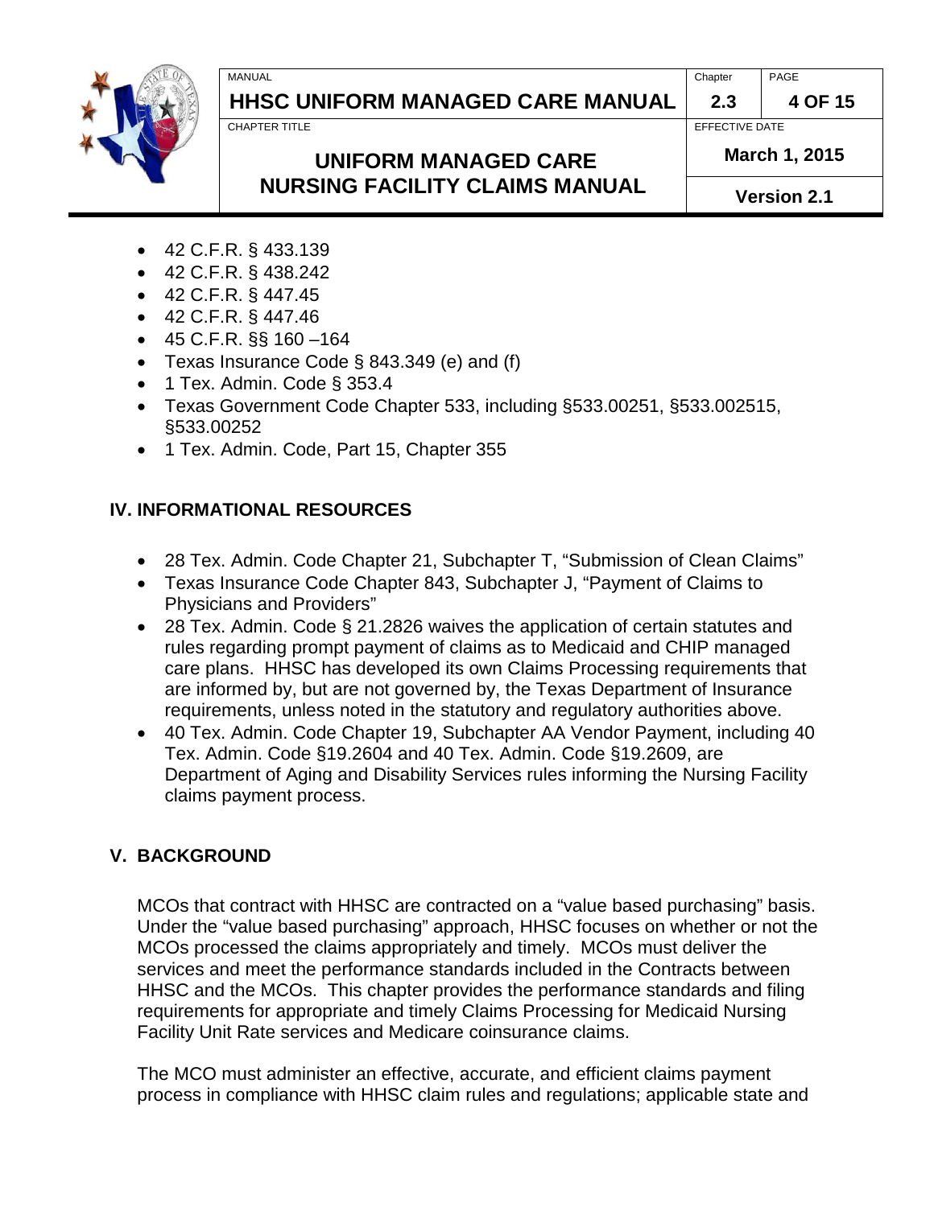- 42 C.F.R. § 433.139
- 42 C.F.R. § 438.242
- 42 C.F.R. § 447.45
- 42 C.F.R. § 447.46
- 45 C.F.R. §§ 160 –164
- Texas Insurance Code § 843.349 (e) and (f)
- 1 Tex. Admin. Code § 353.4
- Texas Government Code Chapter 533, including §533.00251, §533.002515, §533.00252
- 1 Tex. Admin. Code, Part 15, Chapter 355

## IV. INFORMATIONAL RESOURCES

- 28 Tex. Admin. Code Chapter 21, Subchapter T, "Submission of Clean Claims"
- Texas Insurance Code Chapter 843, Subchapter J, "Payment of Claims to Physicians and Providers"
- 28 Tex. Admin. Code § 21.2826 waives the application of certain statutes and rules regarding prompt payment of claims as to Medicaid and CHIP managed care plans. HHSC has developed its own Claims Processing requirements that are informed by, but are not governed by, the Texas Department of Insurance requirements, unless noted in the statutory and regulatory authorities above.
- 40 Tex. Admin. Code Chapter 19, Subchapter AA Vendor Payment, including 40 Tex. Admin. Code §19.2604 and 40 Tex. Admin. Code §19.2609, are Department of Aging and Disability Services rules informing the Nursing Facility claims payment process.

## V. BACKGROUND

MCOs that contract with HHSC are contracted on a "value based purchasing" basis. Under the "value based purchasing" approach, HHSC focuses on whether or not the MCOs processed the claims appropriately and timely. MCOs must deliver the services and meet the performance standards included in the Contracts between HHSC and the MCOs. This chapter provides the performance standards and filing requirements for appropriate and timely Claims Processing for Medicaid Nursing Facility Unit Rate services and Medicare coinsurance claims.

The MCO must administer an effective, accurate, and efficient claims payment process in compliance with HHSC claim rules and regulations; applicable state and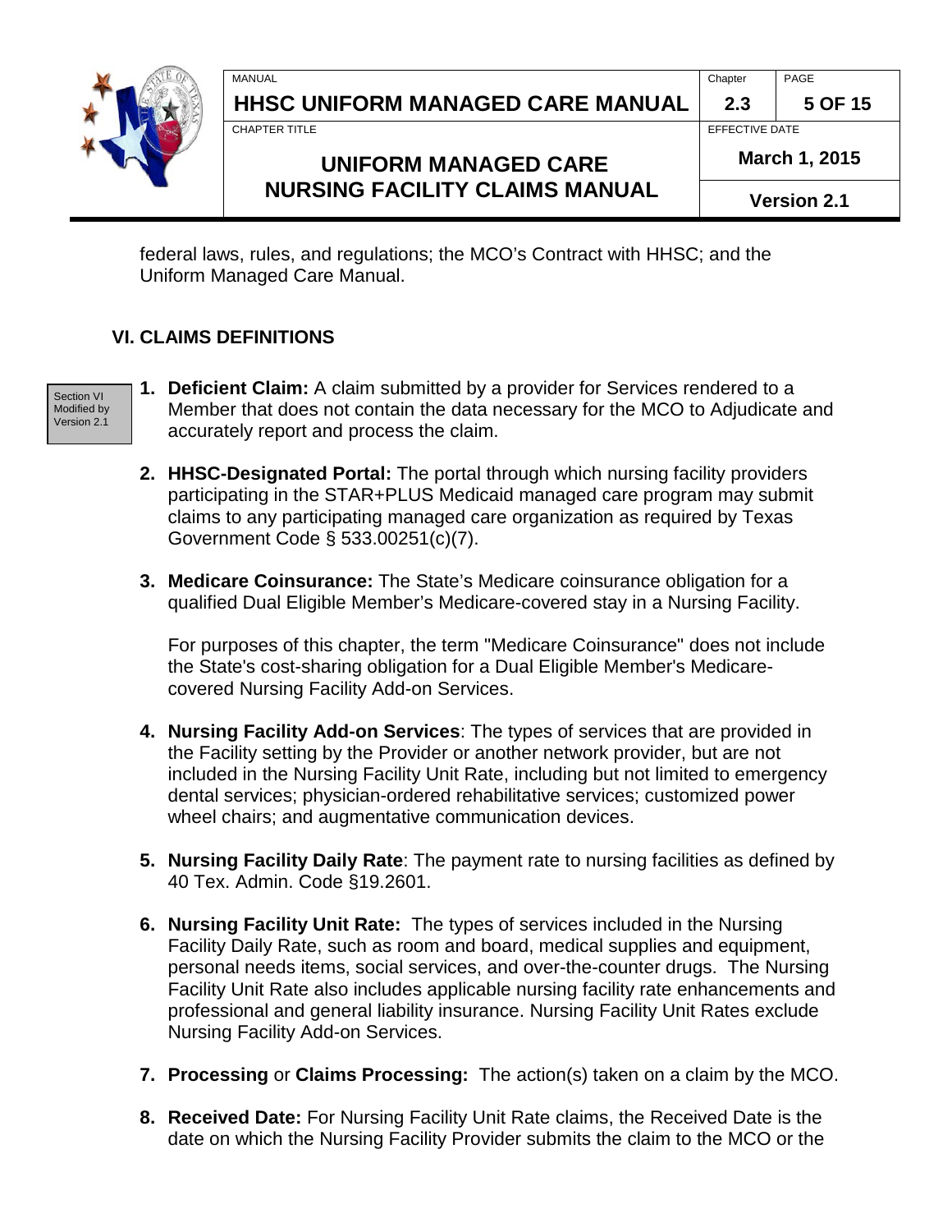federal laws, rules, and regulations; the MCO's Contract with HHSC; and the Uniform Managed Care Manual.

## VI. CLAIMS DEFINITIONS

Section VI Modified by Version 2.1

1. **Deficient Claim:** A claim submitted by a provider for Services rendered to a Member that does not contain the data necessary for the MCO to Adjudicate and accurately report and process the claim.

2. **HHSC-Designated Portal:** The portal through which nursing facility providers participating in the STAR+PLUS Medicaid managed care program may submit claims to any participating managed care organization as required by Texas Government Code § 533.00251(c)(7).

3. **Medicare Coinsurance:** The State's Medicare coinsurance obligation for a qualified Dual Eligible Member's Medicare-covered stay in a Nursing Facility.

   For purposes of this chapter, the term "Medicare Coinsurance" does not include the State's cost-sharing obligation for a Dual Eligible Member's Medicare-covered Nursing Facility Add-on Services.

4. **Nursing Facility Add-on Services**: The types of services that are provided in the Facility setting by the Provider or another network provider, but are not included in the Nursing Facility Unit Rate, including but not limited to emergency dental services; physician-ordered rehabilitative services; customized power wheel chairs; and augmentative communication devices.

5. **Nursing Facility Daily Rate**: The payment rate to nursing facilities as defined by 40 Tex. Admin. Code §19.2601.

6. **Nursing Facility Unit Rate:** The types of services included in the Nursing Facility Daily Rate, such as room and board, medical supplies and equipment, personal needs items, social services, and over-the-counter drugs. The Nursing Facility Unit Rate also includes applicable nursing facility rate enhancements and professional and general liability insurance. Nursing Facility Unit Rates exclude Nursing Facility Add-on Services.

7. **Processing** or **Claims Processing:** The action(s) taken on a claim by the MCO.

8. **Received Date:** For Nursing Facility Unit Rate claims, the Received Date is the date on which the Nursing Facility Provider submits the claim to the MCO or the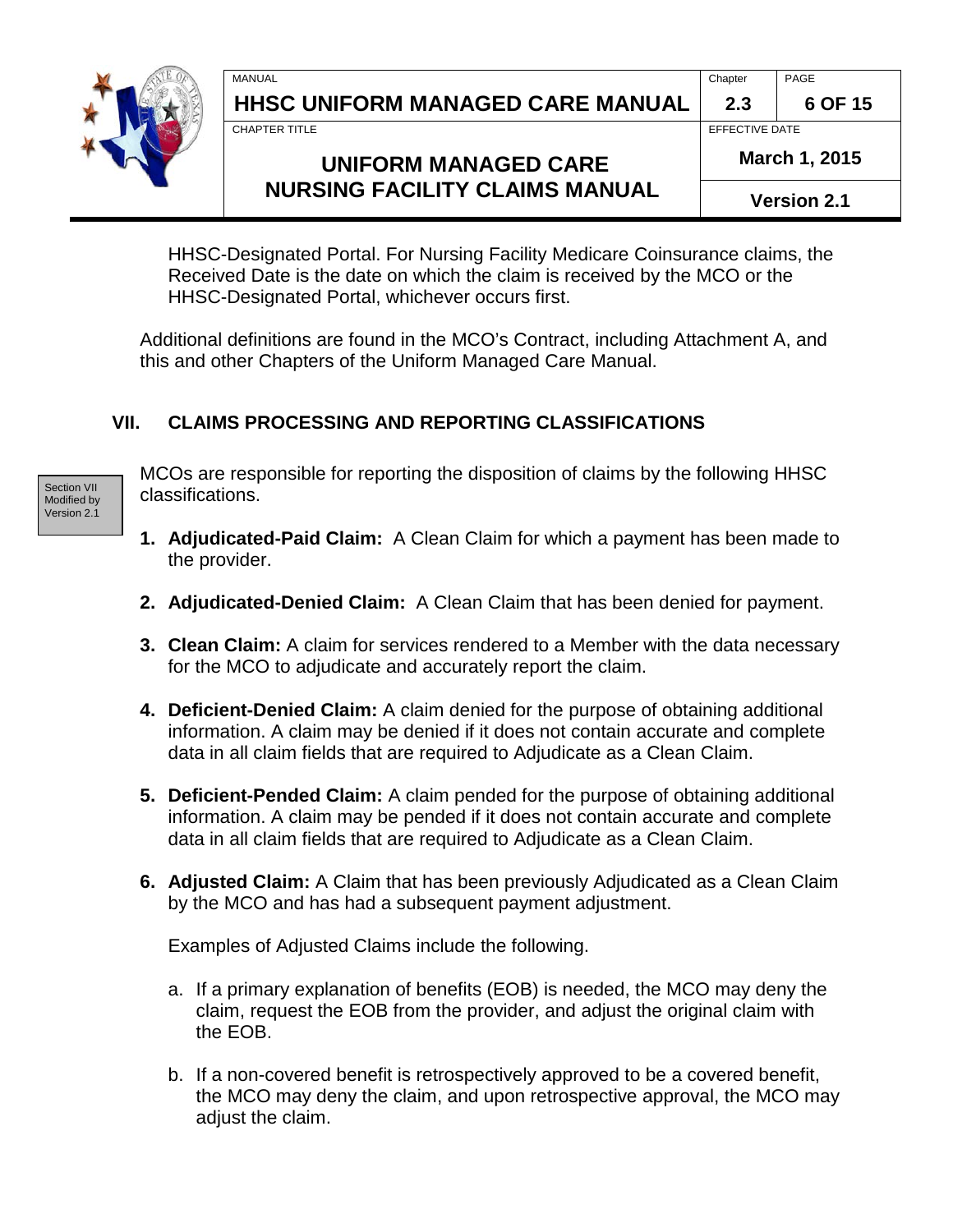HHSC-Designated Portal. For Nursing Facility Medicare Coinsurance claims, the Received Date is the date on which the claim is received by the MCO or the HHSC-Designated Portal, whichever occurs first.

Additional definitions are found in the MCO's Contract, including Attachment A, and this and other Chapters of the Uniform Managed Care Manual.

## VII. CLAIMS PROCESSING AND REPORTING CLASSIFICATIONS

Section VII Modified by Version 2.1

MCOs are responsible for reporting the disposition of claims by the following HHSC classifications.

1. **Adjudicated-Paid Claim:** A Clean Claim for which a payment has been made to the provider.

2. **Adjudicated-Denied Claim:** A Clean Claim that has been denied for payment.

3. **Clean Claim:** A claim for services rendered to a Member with the data necessary for the MCO to adjudicate and accurately report the claim.

4. **Deficient-Denied Claim:** A claim denied for the purpose of obtaining additional information. A claim may be denied if it does not contain accurate and complete data in all claim fields that are required to Adjudicate as a Clean Claim.

5. **Deficient-Pended Claim:** A claim pended for the purpose of obtaining additional information. A claim may be pended if it does not contain accurate and complete data in all claim fields that are required to Adjudicate as a Clean Claim.

6. **Adjusted Claim:** A Claim that has been previously Adjudicated as a Clean Claim by the MCO and has had a subsequent payment adjustment.

   Examples of Adjusted Claims include the following.

   a. If a primary explanation of benefits (EOB) is needed, the MCO may deny the claim, request the EOB from the provider, and adjust the original claim with the EOB.

   b. If a non-covered benefit is retrospectively approved to be a covered benefit, the MCO may deny the claim, and upon retrospective approval, the MCO may adjust the claim.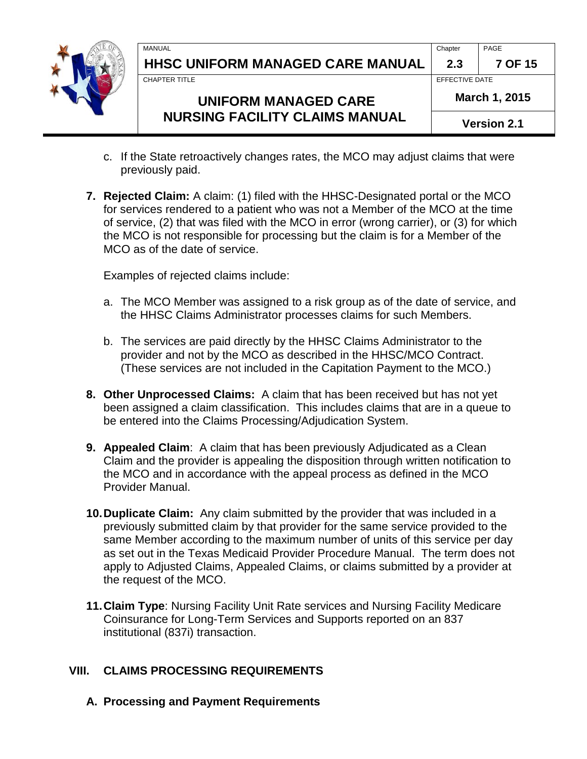c. If the State retroactively changes rates, the MCO may adjust claims that were previously paid.

7. **Rejected Claim:** A claim: (1) filed with the HHSC-Designated portal or the MCO for services rendered to a patient who was not a Member of the MCO at the time of service, (2) that was filed with the MCO in error (wrong carrier), or (3) for which the MCO is not responsible for processing but the claim is for a Member of the MCO as of the date of service.

   Examples of rejected claims include:

   a. The MCO Member was assigned to a risk group as of the date of service, and the HHSC Claims Administrator processes claims for such Members.

   b. The services are paid directly by the HHSC Claims Administrator to the provider and not by the MCO as described in the HHSC/MCO Contract. (These services are not included in the Capitation Payment to the MCO.)

8. **Other Unprocessed Claims:** A claim that has been received but has not yet been assigned a claim classification. This includes claims that are in a queue to be entered into the Claims Processing/Adjudication System.

9. **Appealed Claim**: A claim that has been previously Adjudicated as a Clean Claim and the provider is appealing the disposition through written notification to the MCO and in accordance with the appeal process as defined in the MCO Provider Manual.

10. **Duplicate Claim:** Any claim submitted by the provider that was included in a previously submitted claim by that provider for the same service provided to the same Member according to the maximum number of units of this service per day as set out in the Texas Medicaid Provider Procedure Manual. The term does not apply to Adjusted Claims, Appealed Claims, or claims submitted by a provider at the request of the MCO.

11. **Claim Type**: Nursing Facility Unit Rate services and Nursing Facility Medicare Coinsurance for Long-Term Services and Supports reported on an 837 institutional (837i) transaction.

## VIII. CLAIMS PROCESSING REQUIREMENTS

### A. Processing and Payment Requirements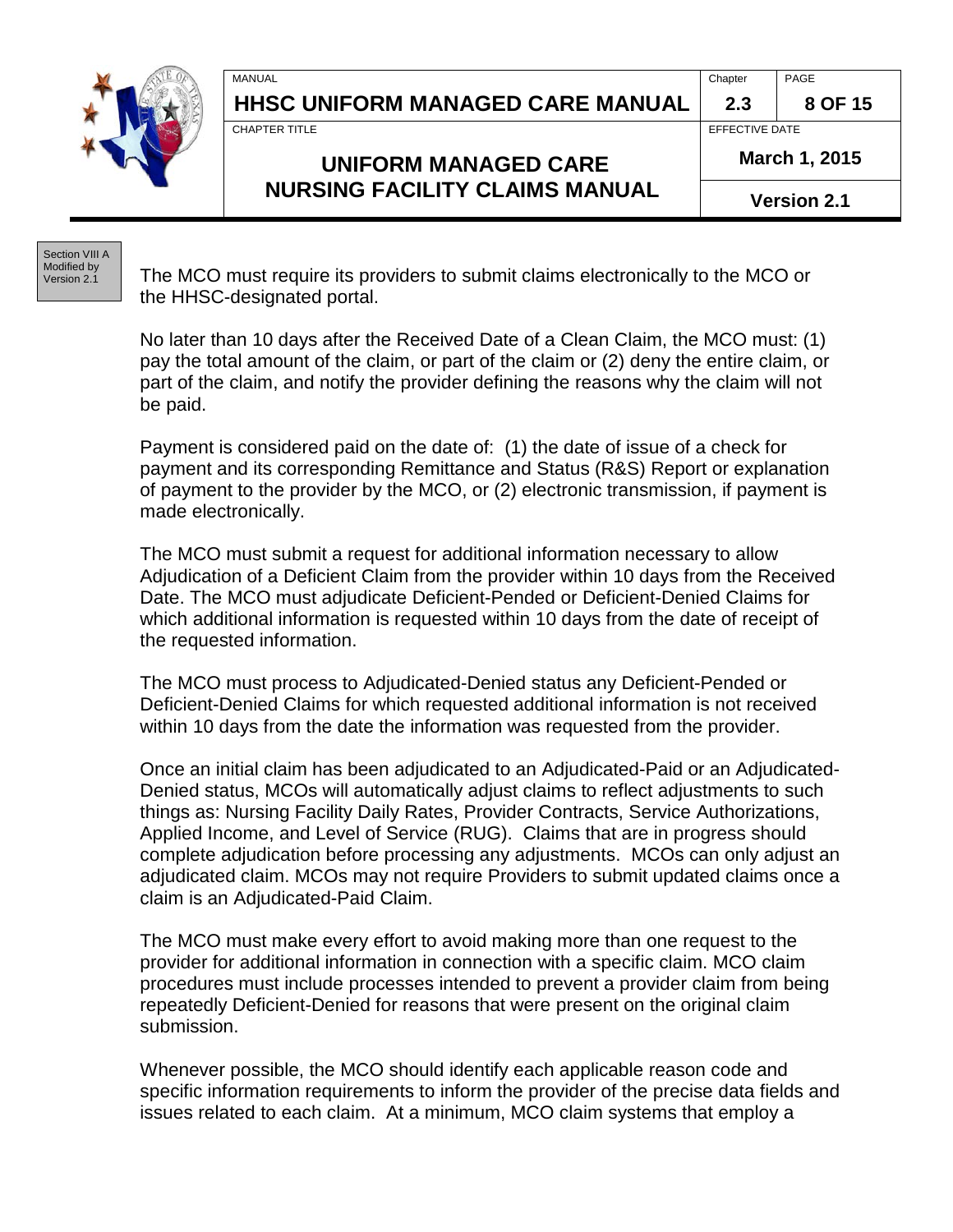Section VIII A Modified by Version 2.1

The MCO must require its providers to submit claims electronically to the MCO or the HHSC-designated portal.

No later than 10 days after the Received Date of a Clean Claim, the MCO must: (1) pay the total amount of the claim, or part of the claim or (2) deny the entire claim, or part of the claim, and notify the provider defining the reasons why the claim will not be paid.

Payment is considered paid on the date of: (1) the date of issue of a check for payment and its corresponding Remittance and Status (R&S) Report or explanation of payment to the provider by the MCO, or (2) electronic transmission, if payment is made electronically.

The MCO must submit a request for additional information necessary to allow Adjudication of a Deficient Claim from the provider within 10 days from the Received Date. The MCO must adjudicate Deficient-Pended or Deficient-Denied Claims for which additional information is requested within 10 days from the date of receipt of the requested information.

The MCO must process to Adjudicated-Denied status any Deficient-Pended or Deficient-Denied Claims for which requested additional information is not received within 10 days from the date the information was requested from the provider.

Once an initial claim has been adjudicated to an Adjudicated-Paid or an Adjudicated-Denied status, MCOs will automatically adjust claims to reflect adjustments to such things as: Nursing Facility Daily Rates, Provider Contracts, Service Authorizations, Applied Income, and Level of Service (RUG). Claims that are in progress should complete adjudication before processing any adjustments. MCOs can only adjust an adjudicated claim. MCOs may not require Providers to submit updated claims once a claim is an Adjudicated-Paid Claim.

The MCO must make every effort to avoid making more than one request to the provider for additional information in connection with a specific claim. MCO claim procedures must include processes intended to prevent a provider claim from being repeatedly Deficient-Denied for reasons that were present on the original claim submission.

Whenever possible, the MCO should identify each applicable reason code and specific information requirements to inform the provider of the precise data fields and issues related to each claim. At a minimum, MCO claim systems that employ a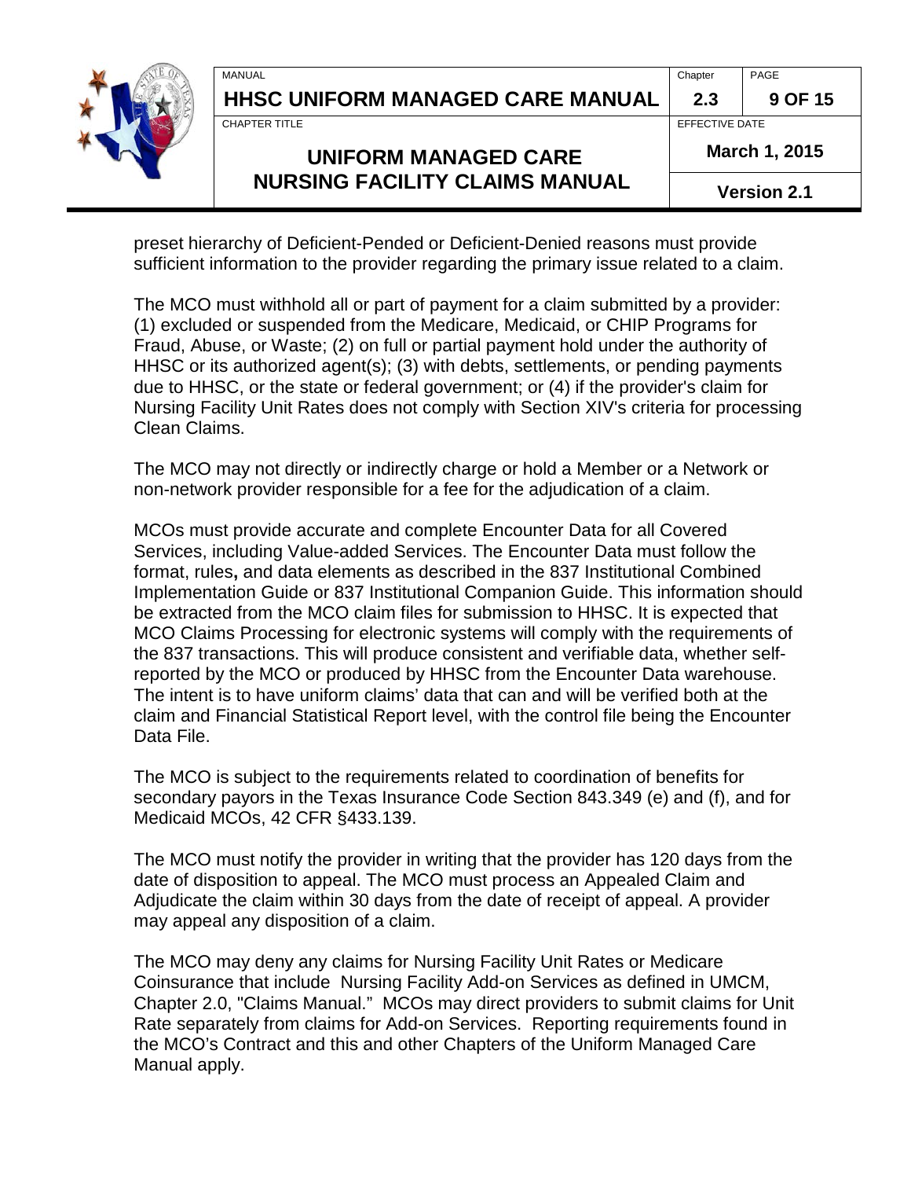preset hierarchy of Deficient-Pended or Deficient-Denied reasons must provide sufficient information to the provider regarding the primary issue related to a claim.

The MCO must withhold all or part of payment for a claim submitted by a provider: (1) excluded or suspended from the Medicare, Medicaid, or CHIP Programs for Fraud, Abuse, or Waste; (2) on full or partial payment hold under the authority of HHSC or its authorized agent(s); (3) with debts, settlements, or pending payments due to HHSC, or the state or federal government; or (4) if the provider's claim for Nursing Facility Unit Rates does not comply with Section XIV's criteria for processing Clean Claims.

The MCO may not directly or indirectly charge or hold a Member or a Network or non-network provider responsible for a fee for the adjudication of a claim.

MCOs must provide accurate and complete Encounter Data for all Covered Services, including Value-added Services. The Encounter Data must follow the format, rules**,** and data elements as described in the 837 Institutional Combined Implementation Guide or 837 Institutional Companion Guide. This information should be extracted from the MCO claim files for submission to HHSC. It is expected that MCO Claims Processing for electronic systems will comply with the requirements of the 837 transactions. This will produce consistent and verifiable data, whether self-reported by the MCO or produced by HHSC from the Encounter Data warehouse. The intent is to have uniform claims' data that can and will be verified both at the claim and Financial Statistical Report level, with the control file being the Encounter Data File.

The MCO is subject to the requirements related to coordination of benefits for secondary payors in the Texas Insurance Code Section 843.349 (e) and (f), and for Medicaid MCOs, 42 CFR §433.139.

The MCO must notify the provider in writing that the provider has 120 days from the date of disposition to appeal. The MCO must process an Appealed Claim and Adjudicate the claim within 30 days from the date of receipt of appeal. A provider may appeal any disposition of a claim.

The MCO may deny any claims for Nursing Facility Unit Rates or Medicare Coinsurance that include Nursing Facility Add-on Services as defined in UMCM, Chapter 2.0, "Claims Manual." MCOs may direct providers to submit claims for Unit Rate separately from claims for Add-on Services. Reporting requirements found in the MCO's Contract and this and other Chapters of the Uniform Managed Care Manual apply.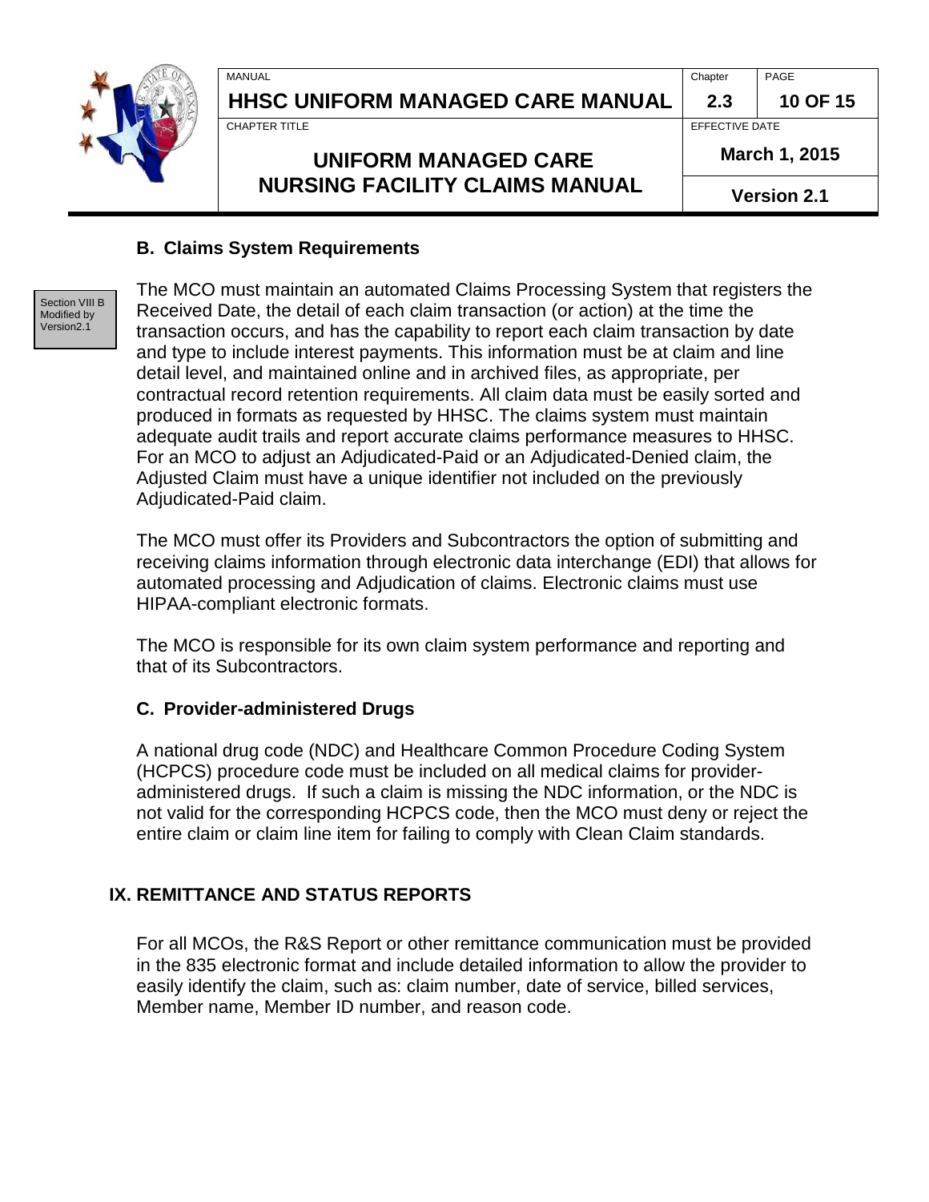### B. Claims System Requirements

Section VIII B Modified by Version2.1

The MCO must maintain an automated Claims Processing System that registers the Received Date, the detail of each claim transaction (or action) at the time the transaction occurs, and has the capability to report each claim transaction by date and type to include interest payments. This information must be at claim and line detail level, and maintained online and in archived files, as appropriate, per contractual record retention requirements. All claim data must be easily sorted and produced in formats as requested by HHSC. The claims system must maintain adequate audit trails and report accurate claims performance measures to HHSC. For an MCO to adjust an Adjudicated-Paid or an Adjudicated-Denied claim, the Adjusted Claim must have a unique identifier not included on the previously Adjudicated-Paid claim.

The MCO must offer its Providers and Subcontractors the option of submitting and receiving claims information through electronic data interchange (EDI) that allows for automated processing and Adjudication of claims. Electronic claims must use HIPAA-compliant electronic formats.

The MCO is responsible for its own claim system performance and reporting and that of its Subcontractors.

### C. Provider-administered Drugs

A national drug code (NDC) and Healthcare Common Procedure Coding System (HCPCS) procedure code must be included on all medical claims for provider-administered drugs. If such a claim is missing the NDC information, or the NDC is not valid for the corresponding HCPCS code, then the MCO must deny or reject the entire claim or claim line item for failing to comply with Clean Claim standards.

## IX. REMITTANCE AND STATUS REPORTS

For all MCOs, the R&S Report or other remittance communication must be provided in the 835 electronic format and include detailed information to allow the provider to easily identify the claim, such as: claim number, date of service, billed services, Member name, Member ID number, and reason code.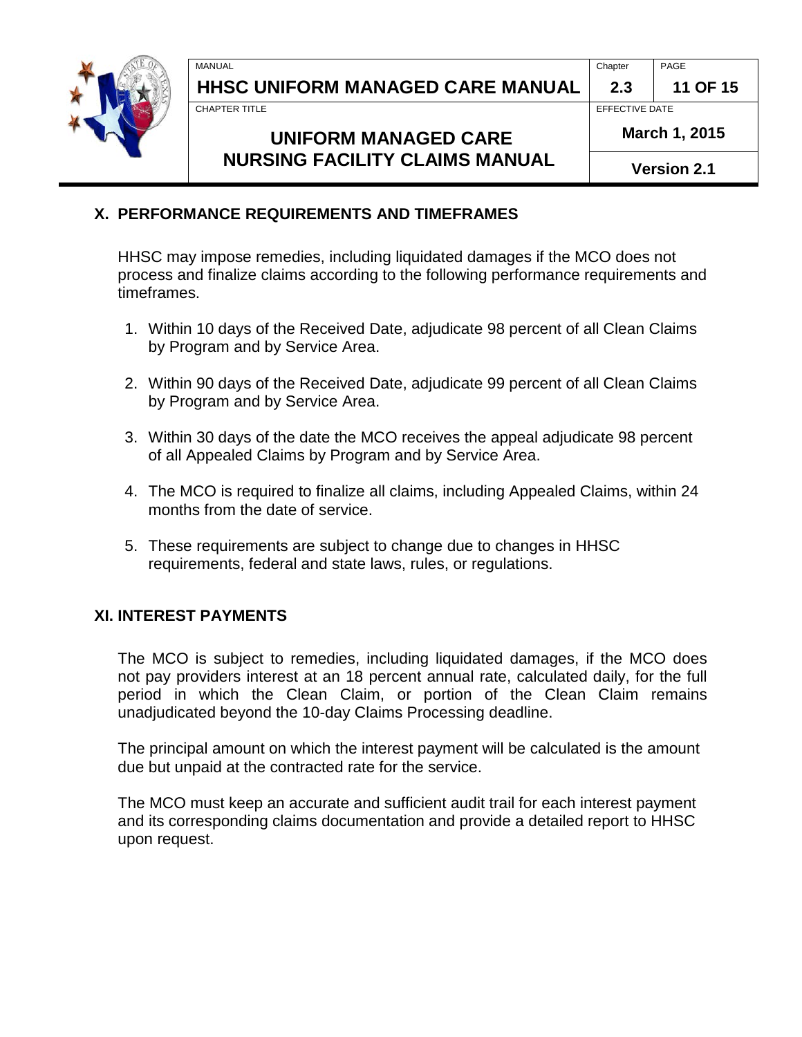## X. PERFORMANCE REQUIREMENTS AND TIMEFRAMES

HHSC may impose remedies, including liquidated damages if the MCO does not process and finalize claims according to the following performance requirements and timeframes.

1. Within 10 days of the Received Date, adjudicate 98 percent of all Clean Claims by Program and by Service Area.
2. Within 90 days of the Received Date, adjudicate 99 percent of all Clean Claims by Program and by Service Area.
3. Within 30 days of the date the MCO receives the appeal adjudicate 98 percent of all Appealed Claims by Program and by Service Area.
4. The MCO is required to finalize all claims, including Appealed Claims, within 24 months from the date of service.
5. These requirements are subject to change due to changes in HHSC requirements, federal and state laws, rules, or regulations.

## XI. INTEREST PAYMENTS

The MCO is subject to remedies, including liquidated damages, if the MCO does not pay providers interest at an 18 percent annual rate, calculated daily, for the full period in which the Clean Claim, or portion of the Clean Claim remains unadjudicated beyond the 10-day Claims Processing deadline.

The principal amount on which the interest payment will be calculated is the amount due but unpaid at the contracted rate for the service.

The MCO must keep an accurate and sufficient audit trail for each interest payment and its corresponding claims documentation and provide a detailed report to HHSC upon request.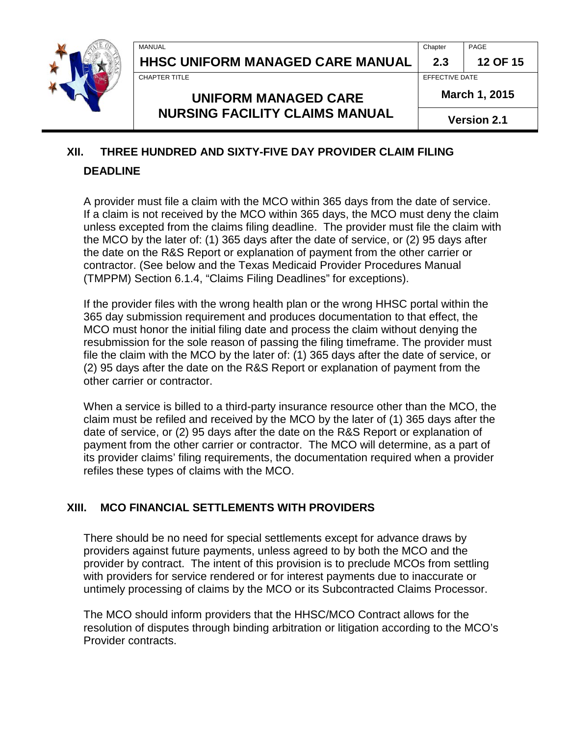## XII. THREE HUNDRED AND SIXTY-FIVE DAY PROVIDER CLAIM FILING DEADLINE

A provider must file a claim with the MCO within 365 days from the date of service. If a claim is not received by the MCO within 365 days, the MCO must deny the claim unless excepted from the claims filing deadline. The provider must file the claim with the MCO by the later of: (1) 365 days after the date of service, or (2) 95 days after the date on the R&S Report or explanation of payment from the other carrier or contractor. (See below and the Texas Medicaid Provider Procedures Manual (TMPPM) Section 6.1.4, "Claims Filing Deadlines" for exceptions).

If the provider files with the wrong health plan or the wrong HHSC portal within the 365 day submission requirement and produces documentation to that effect, the MCO must honor the initial filing date and process the claim without denying the resubmission for the sole reason of passing the filing timeframe. The provider must file the claim with the MCO by the later of: (1) 365 days after the date of service, or (2) 95 days after the date on the R&S Report or explanation of payment from the other carrier or contractor.

When a service is billed to a third-party insurance resource other than the MCO, the claim must be refiled and received by the MCO by the later of (1) 365 days after the date of service, or (2) 95 days after the date on the R&S Report or explanation of payment from the other carrier or contractor. The MCO will determine, as a part of its provider claims' filing requirements, the documentation required when a provider refiles these types of claims with the MCO.

## XIII. MCO FINANCIAL SETTLEMENTS WITH PROVIDERS

There should be no need for special settlements except for advance draws by providers against future payments, unless agreed to by both the MCO and the provider by contract. The intent of this provision is to preclude MCOs from settling with providers for service rendered or for interest payments due to inaccurate or untimely processing of claims by the MCO or its Subcontracted Claims Processor.

The MCO should inform providers that the HHSC/MCO Contract allows for the resolution of disputes through binding arbitration or litigation according to the MCO's Provider contracts.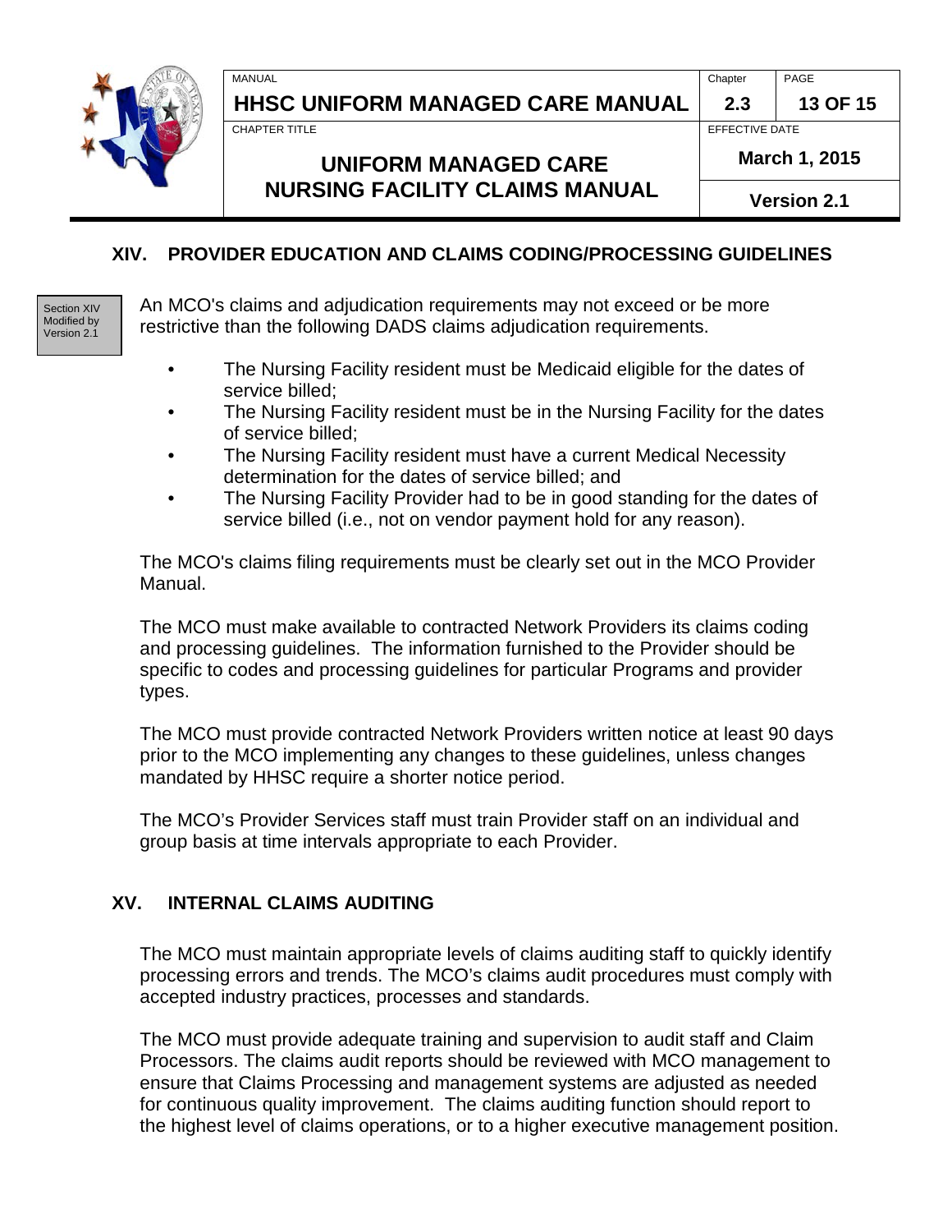## XIV. PROVIDER EDUCATION AND CLAIMS CODING/PROCESSING GUIDELINES

Section XIV Modified by Version 2.1

An MCO's claims and adjudication requirements may not exceed or be more restrictive than the following DADS claims adjudication requirements.

- The Nursing Facility resident must be Medicaid eligible for the dates of service billed;
- The Nursing Facility resident must be in the Nursing Facility for the dates of service billed;
- The Nursing Facility resident must have a current Medical Necessity determination for the dates of service billed; and
- The Nursing Facility Provider had to be in good standing for the dates of service billed (i.e., not on vendor payment hold for any reason).

The MCO's claims filing requirements must be clearly set out in the MCO Provider Manual.

The MCO must make available to contracted Network Providers its claims coding and processing guidelines. The information furnished to the Provider should be specific to codes and processing guidelines for particular Programs and provider types.

The MCO must provide contracted Network Providers written notice at least 90 days prior to the MCO implementing any changes to these guidelines, unless changes mandated by HHSC require a shorter notice period.

The MCO's Provider Services staff must train Provider staff on an individual and group basis at time intervals appropriate to each Provider.

## XV. INTERNAL CLAIMS AUDITING

The MCO must maintain appropriate levels of claims auditing staff to quickly identify processing errors and trends. The MCO's claims audit procedures must comply with accepted industry practices, processes and standards.

The MCO must provide adequate training and supervision to audit staff and Claim Processors. The claims audit reports should be reviewed with MCO management to ensure that Claims Processing and management systems are adjusted as needed for continuous quality improvement. The claims auditing function should report to the highest level of claims operations, or to a higher executive management position.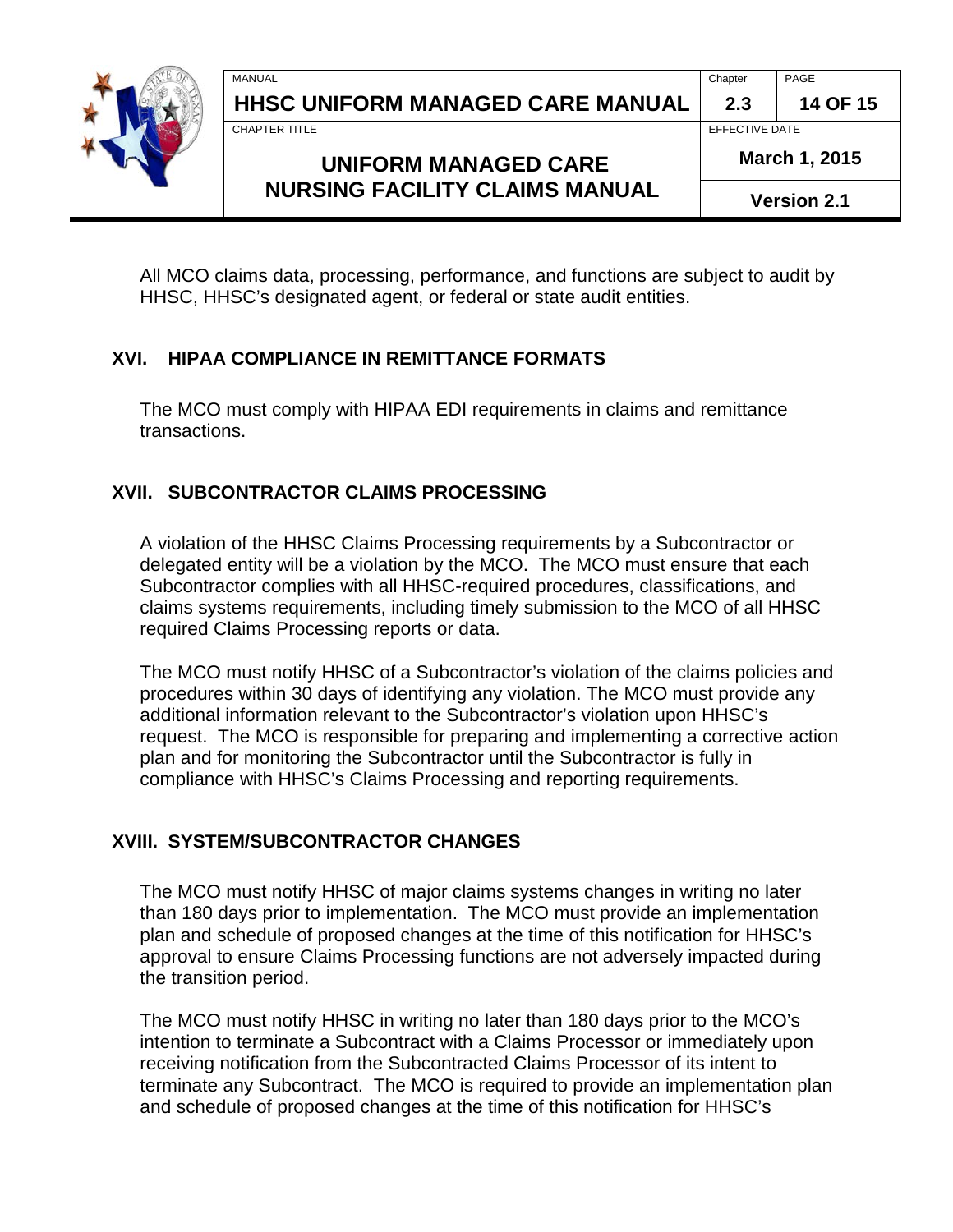All MCO claims data, processing, performance, and functions are subject to audit by HHSC, HHSC's designated agent, or federal or state audit entities.

## XVI. HIPAA COMPLIANCE IN REMITTANCE FORMATS

The MCO must comply with HIPAA EDI requirements in claims and remittance transactions.

## XVII. SUBCONTRACTOR CLAIMS PROCESSING

A violation of the HHSC Claims Processing requirements by a Subcontractor or delegated entity will be a violation by the MCO. The MCO must ensure that each Subcontractor complies with all HHSC-required procedures, classifications, and claims systems requirements, including timely submission to the MCO of all HHSC required Claims Processing reports or data.

The MCO must notify HHSC of a Subcontractor's violation of the claims policies and procedures within 30 days of identifying any violation. The MCO must provide any additional information relevant to the Subcontractor's violation upon HHSC's request. The MCO is responsible for preparing and implementing a corrective action plan and for monitoring the Subcontractor until the Subcontractor is fully in compliance with HHSC's Claims Processing and reporting requirements.

## XVIII. SYSTEM/SUBCONTRACTOR CHANGES

The MCO must notify HHSC of major claims systems changes in writing no later than 180 days prior to implementation. The MCO must provide an implementation plan and schedule of proposed changes at the time of this notification for HHSC's approval to ensure Claims Processing functions are not adversely impacted during the transition period.

The MCO must notify HHSC in writing no later than 180 days prior to the MCO's intention to terminate a Subcontract with a Claims Processor or immediately upon receiving notification from the Subcontracted Claims Processor of its intent to terminate any Subcontract. The MCO is required to provide an implementation plan and schedule of proposed changes at the time of this notification for HHSC's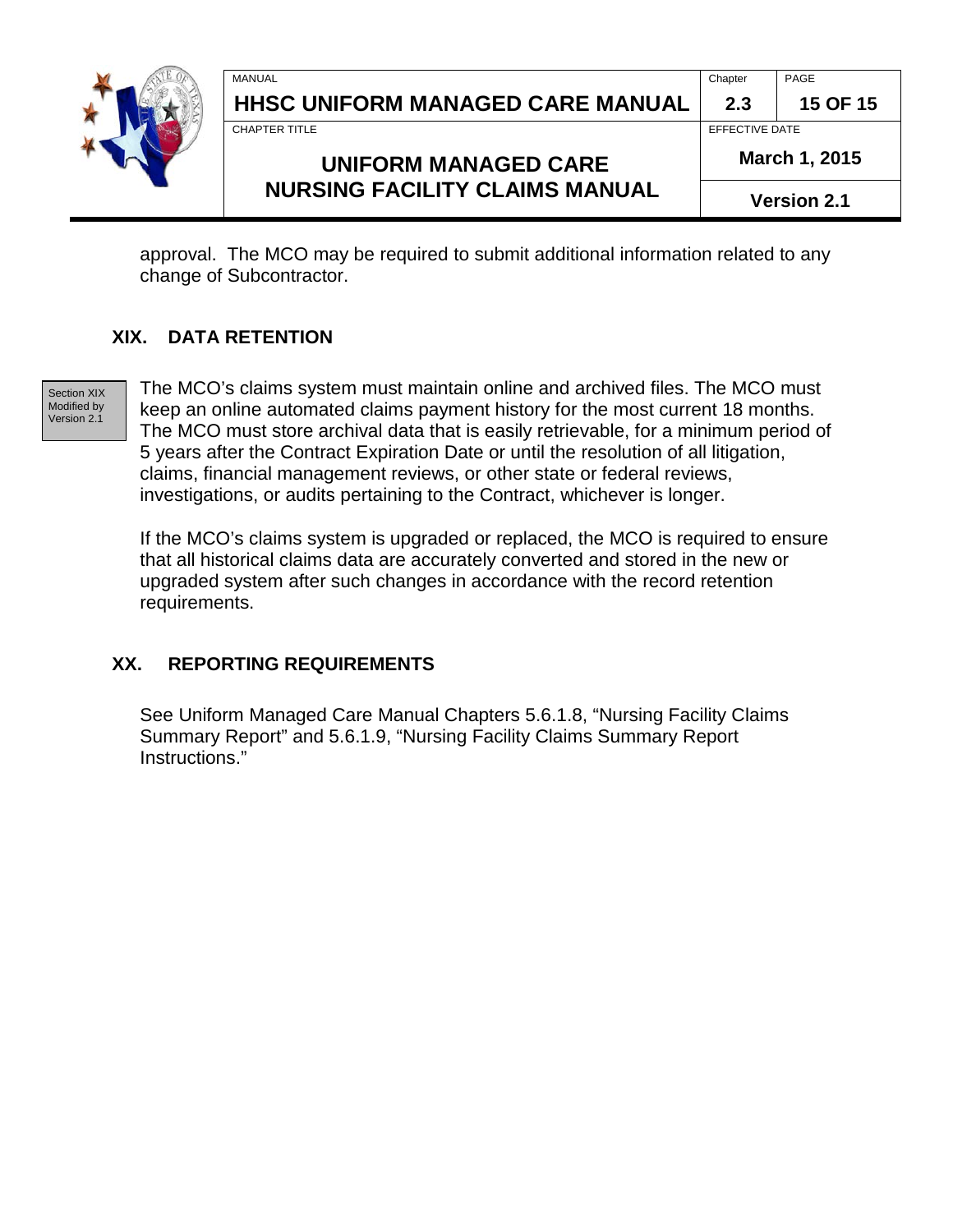approval. The MCO may be required to submit additional information related to any change of Subcontractor.

## XIX. DATA RETENTION

Section XIX Modified by Version 2.1

The MCO's claims system must maintain online and archived files. The MCO must keep an online automated claims payment history for the most current 18 months. The MCO must store archival data that is easily retrievable, for a minimum period of 5 years after the Contract Expiration Date or until the resolution of all litigation, claims, financial management reviews, or other state or federal reviews, investigations, or audits pertaining to the Contract, whichever is longer.

If the MCO's claims system is upgraded or replaced, the MCO is required to ensure that all historical claims data are accurately converted and stored in the new or upgraded system after such changes in accordance with the record retention requirements.

## XX. REPORTING REQUIREMENTS

See Uniform Managed Care Manual Chapters 5.6.1.8, "Nursing Facility Claims Summary Report" and 5.6.1.9, "Nursing Facility Claims Summary Report Instructions."